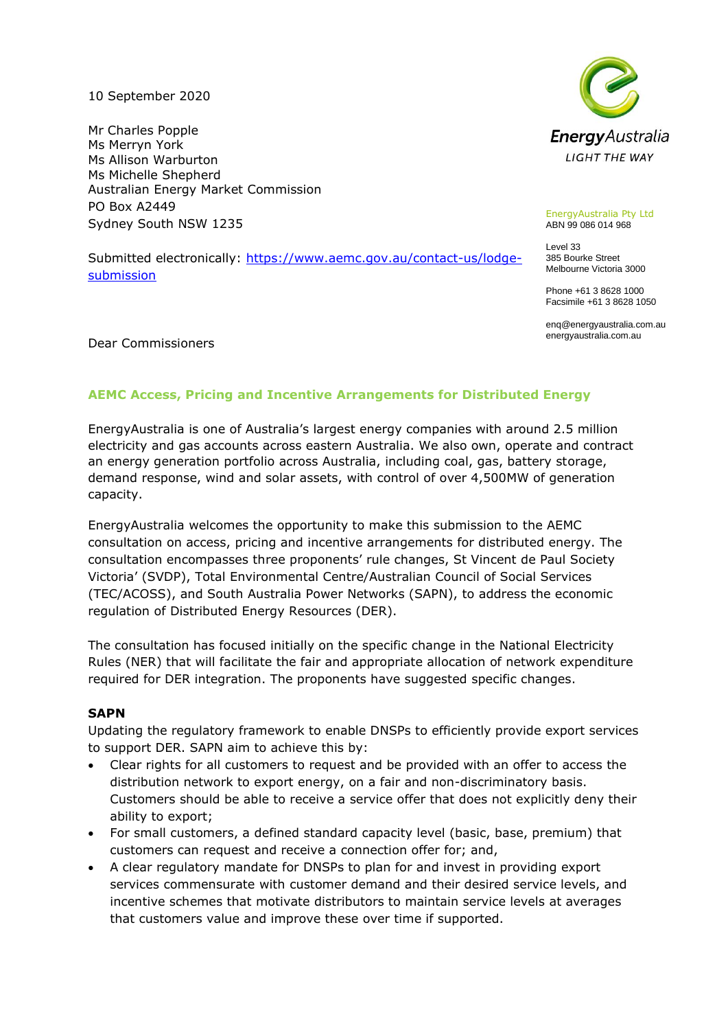10 September 2020

Mr Charles Popple
Ms Merryn York
Ms Allison Warburton
Ms Michelle Shepherd
Australian Energy Market Commission
PO Box A2449
Sydney South NSW 1235

Submitted electronically: https://www.aemc.gov.au/contact-us/lodge-submission

EnergyAustralia
LIGHT THE WAY

EnergyAustralia Pty Ltd
ABN 99 086 014 968

Level 33
385 Bourke Street
Melbourne Victoria 3000

Phone +61 3 8628 1000
Facsimile +61 3 8628 1050

enq@energyaustralia.com.au
energyaustralia.com.au

Dear Commissioners

## AEMC Access, Pricing and Incentive Arrangements for Distributed Energy

EnergyAustralia is one of Australia's largest energy companies with around 2.5 million electricity and gas accounts across eastern Australia. We also own, operate and contract an energy generation portfolio across Australia, including coal, gas, battery storage, demand response, wind and solar assets, with control of over 4,500MW of generation capacity.

EnergyAustralia welcomes the opportunity to make this submission to the AEMC consultation on access, pricing and incentive arrangements for distributed energy. The consultation encompasses three proponents' rule changes, St Vincent de Paul Society Victoria' (SVDP), Total Environmental Centre/Australian Council of Social Services (TEC/ACOSS), and South Australia Power Networks (SAPN), to address the economic regulation of Distributed Energy Resources (DER).

The consultation has focused initially on the specific change in the National Electricity Rules (NER) that will facilitate the fair and appropriate allocation of network expenditure required for DER integration. The proponents have suggested specific changes.

**SAPN**
Updating the regulatory framework to enable DNSPs to efficiently provide export services to support DER. SAPN aim to achieve this by:

- Clear rights for all customers to request and be provided with an offer to access the distribution network to export energy, on a fair and non-discriminatory basis. Customers should be able to receive a service offer that does not explicitly deny their ability to export;
- For small customers, a defined standard capacity level (basic, base, premium) that customers can request and receive a connection offer for; and,
- A clear regulatory mandate for DNSPs to plan for and invest in providing export services commensurate with customer demand and their desired service levels, and incentive schemes that motivate distributors to maintain service levels at averages that customers value and improve these over time if supported.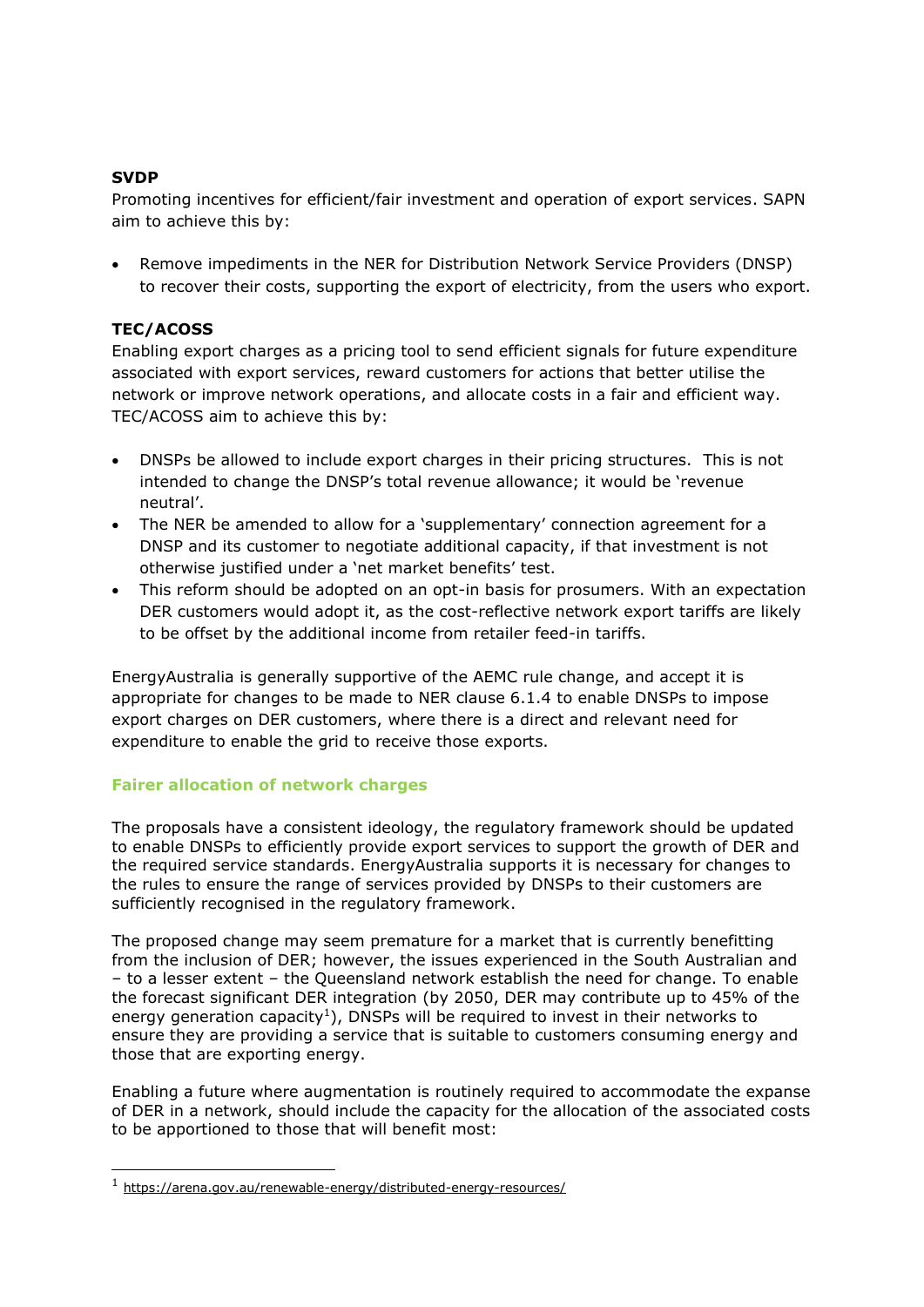**SVDP**

Promoting incentives for efficient/fair investment and operation of export services. SAPN aim to achieve this by:

- Remove impediments in the NER for Distribution Network Service Providers (DNSP) to recover their costs, supporting the export of electricity, from the users who export.

**TEC/ACOSS**

Enabling export charges as a pricing tool to send efficient signals for future expenditure associated with export services, reward customers for actions that better utilise the network or improve network operations, and allocate costs in a fair and efficient way. TEC/ACOSS aim to achieve this by:

- DNSPs be allowed to include export charges in their pricing structures. This is not intended to change the DNSP's total revenue allowance; it would be 'revenue neutral'.
- The NER be amended to allow for a 'supplementary' connection agreement for a DNSP and its customer to negotiate additional capacity, if that investment is not otherwise justified under a 'net market benefits' test.
- This reform should be adopted on an opt-in basis for prosumers. With an expectation DER customers would adopt it, as the cost-reflective network export tariffs are likely to be offset by the additional income from retailer feed-in tariffs.

EnergyAustralia is generally supportive of the AEMC rule change, and accept it is appropriate for changes to be made to NER clause 6.1.4 to enable DNSPs to impose export charges on DER customers, where there is a direct and relevant need for expenditure to enable the grid to receive those exports.

## Fairer allocation of network charges

The proposals have a consistent ideology, the regulatory framework should be updated to enable DNSPs to efficiently provide export services to support the growth of DER and the required service standards. EnergyAustralia supports it is necessary for changes to the rules to ensure the range of services provided by DNSPs to their customers are sufficiently recognised in the regulatory framework.

The proposed change may seem premature for a market that is currently benefitting from the inclusion of DER; however, the issues experienced in the South Australian and – to a lesser extent – the Queensland network establish the need for change. To enable the forecast significant DER integration (by 2050, DER may contribute up to 45% of the energy generation capacity[1]), DNSPs will be required to invest in their networks to ensure they are providing a service that is suitable to customers consuming energy and those that are exporting energy.

Enabling a future where augmentation is routinely required to accommodate the expanse of DER in a network, should include the capacity for the allocation of the associated costs to be apportioned to those that will benefit most:

[1] https://arena.gov.au/renewable-energy/distributed-energy-resources/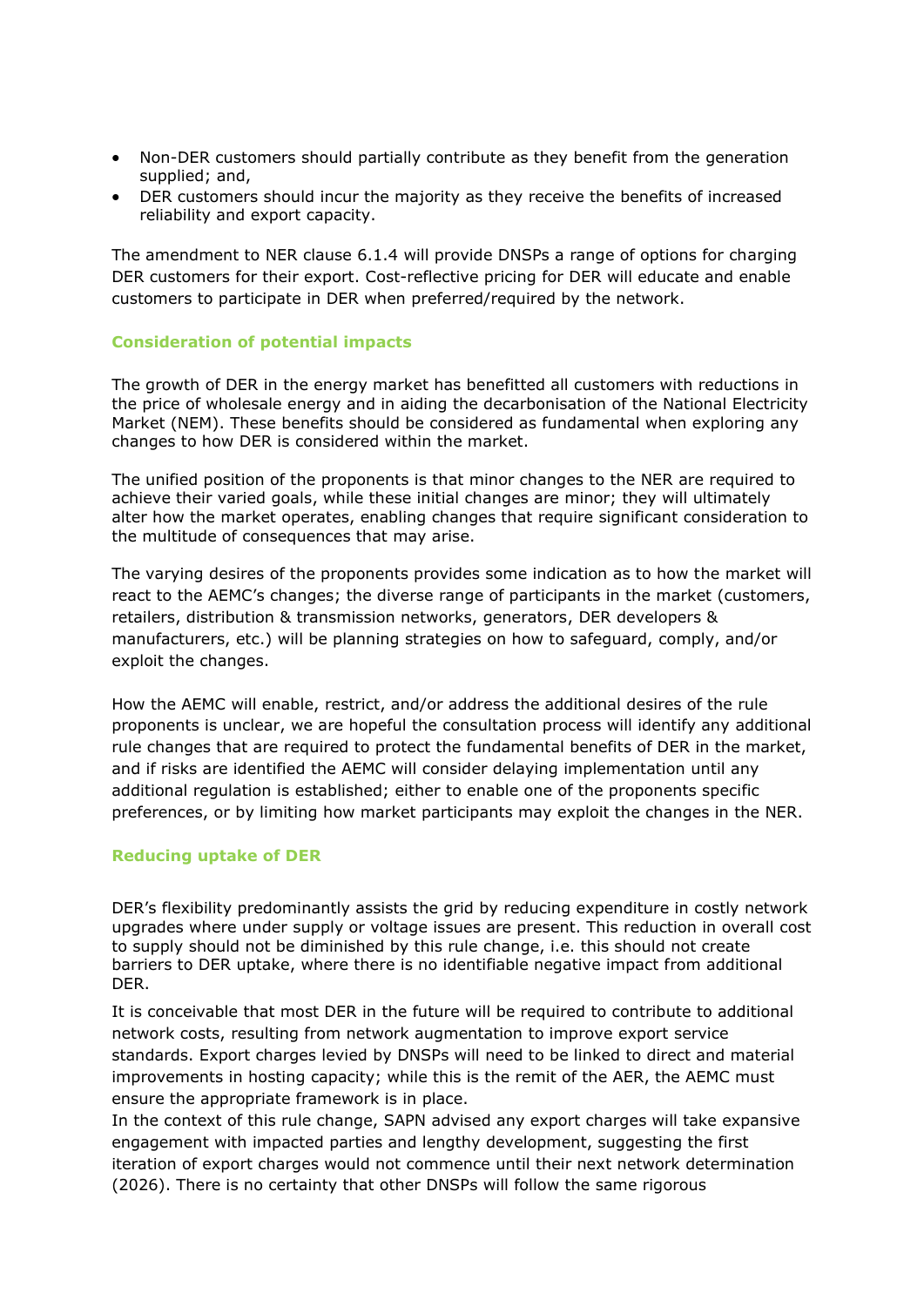- Non-DER customers should partially contribute as they benefit from the generation supplied; and,
- DER customers should incur the majority as they receive the benefits of increased reliability and export capacity.

The amendment to NER clause 6.1.4 will provide DNSPs a range of options for charging DER customers for their export. Cost-reflective pricing for DER will educate and enable customers to participate in DER when preferred/required by the network.

### Consideration of potential impacts

The growth of DER in the energy market has benefitted all customers with reductions in the price of wholesale energy and in aiding the decarbonisation of the National Electricity Market (NEM). These benefits should be considered as fundamental when exploring any changes to how DER is considered within the market.

The unified position of the proponents is that minor changes to the NER are required to achieve their varied goals, while these initial changes are minor; they will ultimately alter how the market operates, enabling changes that require significant consideration to the multitude of consequences that may arise.

The varying desires of the proponents provides some indication as to how the market will react to the AEMC's changes; the diverse range of participants in the market (customers, retailers, distribution & transmission networks, generators, DER developers & manufacturers, etc.) will be planning strategies on how to safeguard, comply, and/or exploit the changes.

How the AEMC will enable, restrict, and/or address the additional desires of the rule proponents is unclear, we are hopeful the consultation process will identify any additional rule changes that are required to protect the fundamental benefits of DER in the market, and if risks are identified the AEMC will consider delaying implementation until any additional regulation is established; either to enable one of the proponents specific preferences, or by limiting how market participants may exploit the changes in the NER.

### Reducing uptake of DER

DER's flexibility predominantly assists the grid by reducing expenditure in costly network upgrades where under supply or voltage issues are present. This reduction in overall cost to supply should not be diminished by this rule change, i.e. this should not create barriers to DER uptake, where there is no identifiable negative impact from additional DER.

It is conceivable that most DER in the future will be required to contribute to additional network costs, resulting from network augmentation to improve export service standards. Export charges levied by DNSPs will need to be linked to direct and material improvements in hosting capacity; while this is the remit of the AER, the AEMC must ensure the appropriate framework is in place.

In the context of this rule change, SAPN advised any export charges will take expansive engagement with impacted parties and lengthy development, suggesting the first iteration of export charges would not commence until their next network determination (2026). There is no certainty that other DNSPs will follow the same rigorous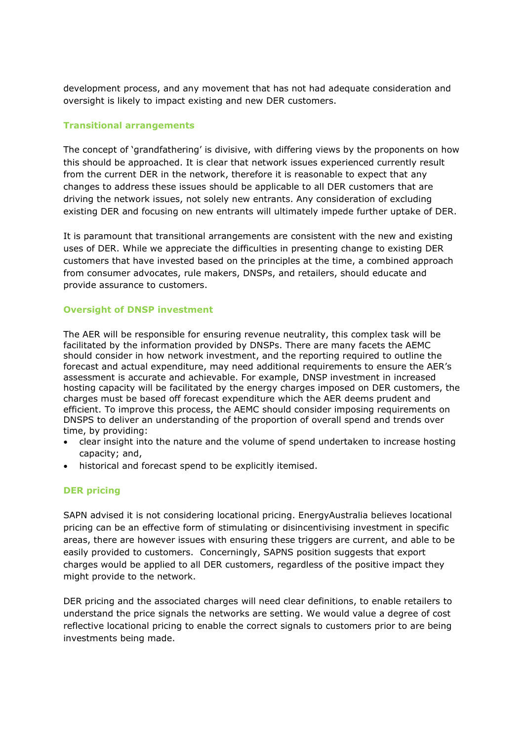development process, and any movement that has not had adequate consideration and oversight is likely to impact existing and new DER customers.

### Transitional arrangements

The concept of 'grandfathering' is divisive, with differing views by the proponents on how this should be approached. It is clear that network issues experienced currently result from the current DER in the network, therefore it is reasonable to expect that any changes to address these issues should be applicable to all DER customers that are driving the network issues, not solely new entrants. Any consideration of excluding existing DER and focusing on new entrants will ultimately impede further uptake of DER.

It is paramount that transitional arrangements are consistent with the new and existing uses of DER. While we appreciate the difficulties in presenting change to existing DER customers that have invested based on the principles at the time, a combined approach from consumer advocates, rule makers, DNSPs, and retailers, should educate and provide assurance to customers.

### Oversight of DNSP investment

The AER will be responsible for ensuring revenue neutrality, this complex task will be facilitated by the information provided by DNSPs. There are many facets the AEMC should consider in how network investment, and the reporting required to outline the forecast and actual expenditure, may need additional requirements to ensure the AER's assessment is accurate and achievable. For example, DNSP investment in increased hosting capacity will be facilitated by the energy charges imposed on DER customers, the charges must be based off forecast expenditure which the AER deems prudent and efficient. To improve this process, the AEMC should consider imposing requirements on DNSPS to deliver an understanding of the proportion of overall spend and trends over time, by providing:

- clear insight into the nature and the volume of spend undertaken to increase hosting capacity; and,
- historical and forecast spend to be explicitly itemised.

### DER pricing

SAPN advised it is not considering locational pricing. EnergyAustralia believes locational pricing can be an effective form of stimulating or disincentivising investment in specific areas, there are however issues with ensuring these triggers are current, and able to be easily provided to customers. Concerningly, SAPNS position suggests that export charges would be applied to all DER customers, regardless of the positive impact they might provide to the network.

DER pricing and the associated charges will need clear definitions, to enable retailers to understand the price signals the networks are setting. We would value a degree of cost reflective locational pricing to enable the correct signals to customers prior to are being investments being made.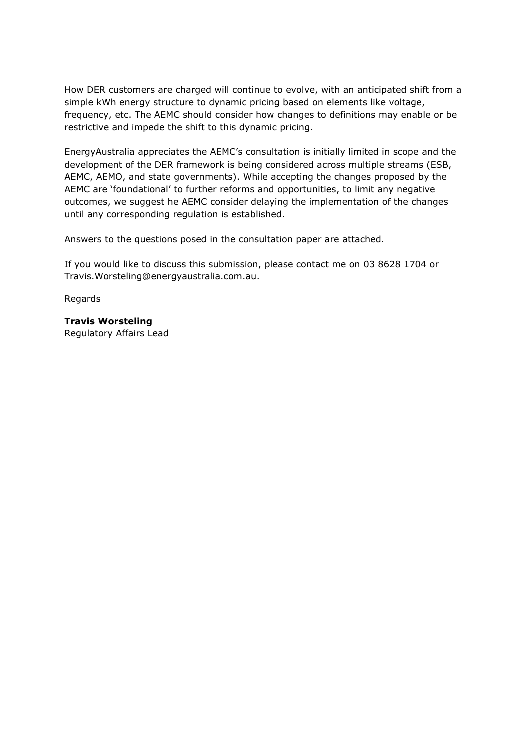How DER customers are charged will continue to evolve, with an anticipated shift from a simple kWh energy structure to dynamic pricing based on elements like voltage, frequency, etc. The AEMC should consider how changes to definitions may enable or be restrictive and impede the shift to this dynamic pricing.

EnergyAustralia appreciates the AEMC's consultation is initially limited in scope and the development of the DER framework is being considered across multiple streams (ESB, AEMC, AEMO, and state governments). While accepting the changes proposed by the AEMC are 'foundational' to further reforms and opportunities, to limit any negative outcomes, we suggest he AEMC consider delaying the implementation of the changes until any corresponding regulation is established.

Answers to the questions posed in the consultation paper are attached.

If you would like to discuss this submission, please contact me on 03 8628 1704 or Travis.Worsteling@energyaustralia.com.au.

Regards

**Travis Worsteling**
Regulatory Affairs Lead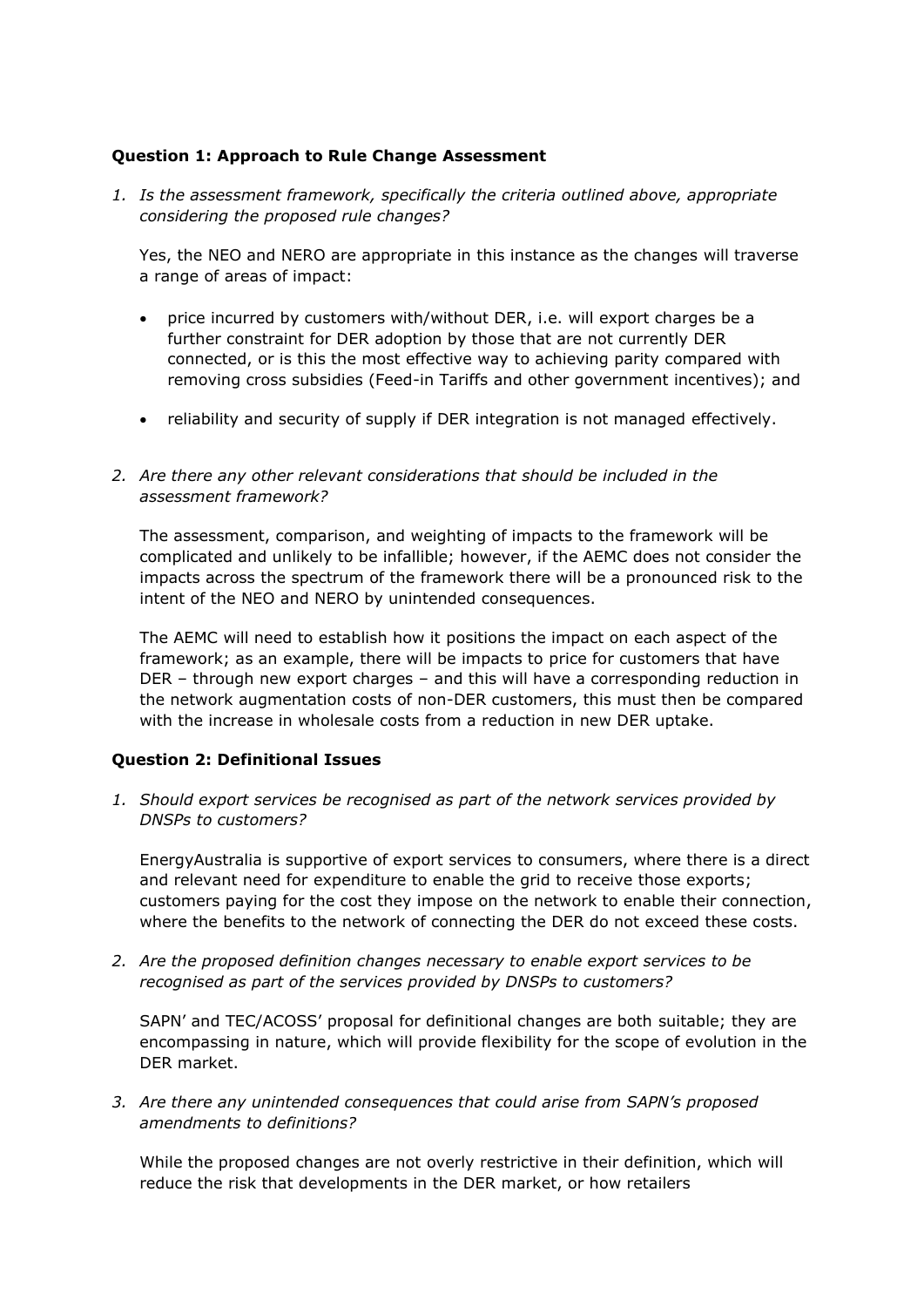**Question 1: Approach to Rule Change Assessment**

1. *Is the assessment framework, specifically the criteria outlined above, appropriate considering the proposed rule changes?*

   Yes, the NEO and NERO are appropriate in this instance as the changes will traverse a range of areas of impact:

   - price incurred by customers with/without DER, i.e. will export charges be a further constraint for DER adoption by those that are not currently DER connected, or is this the most effective way to achieving parity compared with removing cross subsidies (Feed-in Tariffs and other government incentives); and

   - reliability and security of supply if DER integration is not managed effectively.

2. *Are there any other relevant considerations that should be included in the assessment framework?*

   The assessment, comparison, and weighting of impacts to the framework will be complicated and unlikely to be infallible; however, if the AEMC does not consider the impacts across the spectrum of the framework there will be a pronounced risk to the intent of the NEO and NERO by unintended consequences.

   The AEMC will need to establish how it positions the impact on each aspect of the framework; as an example, there will be impacts to price for customers that have DER – through new export charges – and this will have a corresponding reduction in the network augmentation costs of non-DER customers, this must then be compared with the increase in wholesale costs from a reduction in new DER uptake.

**Question 2: Definitional Issues**

1. *Should export services be recognised as part of the network services provided by DNSPs to customers?*

   EnergyAustralia is supportive of export services to consumers, where there is a direct and relevant need for expenditure to enable the grid to receive those exports; customers paying for the cost they impose on the network to enable their connection, where the benefits to the network of connecting the DER do not exceed these costs.

2. *Are the proposed definition changes necessary to enable export services to be recognised as part of the services provided by DNSPs to customers?*

   SAPN' and TEC/ACOSS' proposal for definitional changes are both suitable; they are encompassing in nature, which will provide flexibility for the scope of evolution in the DER market.

3. *Are there any unintended consequences that could arise from SAPN's proposed amendments to definitions?*

   While the proposed changes are not overly restrictive in their definition, which will reduce the risk that developments in the DER market, or how retailers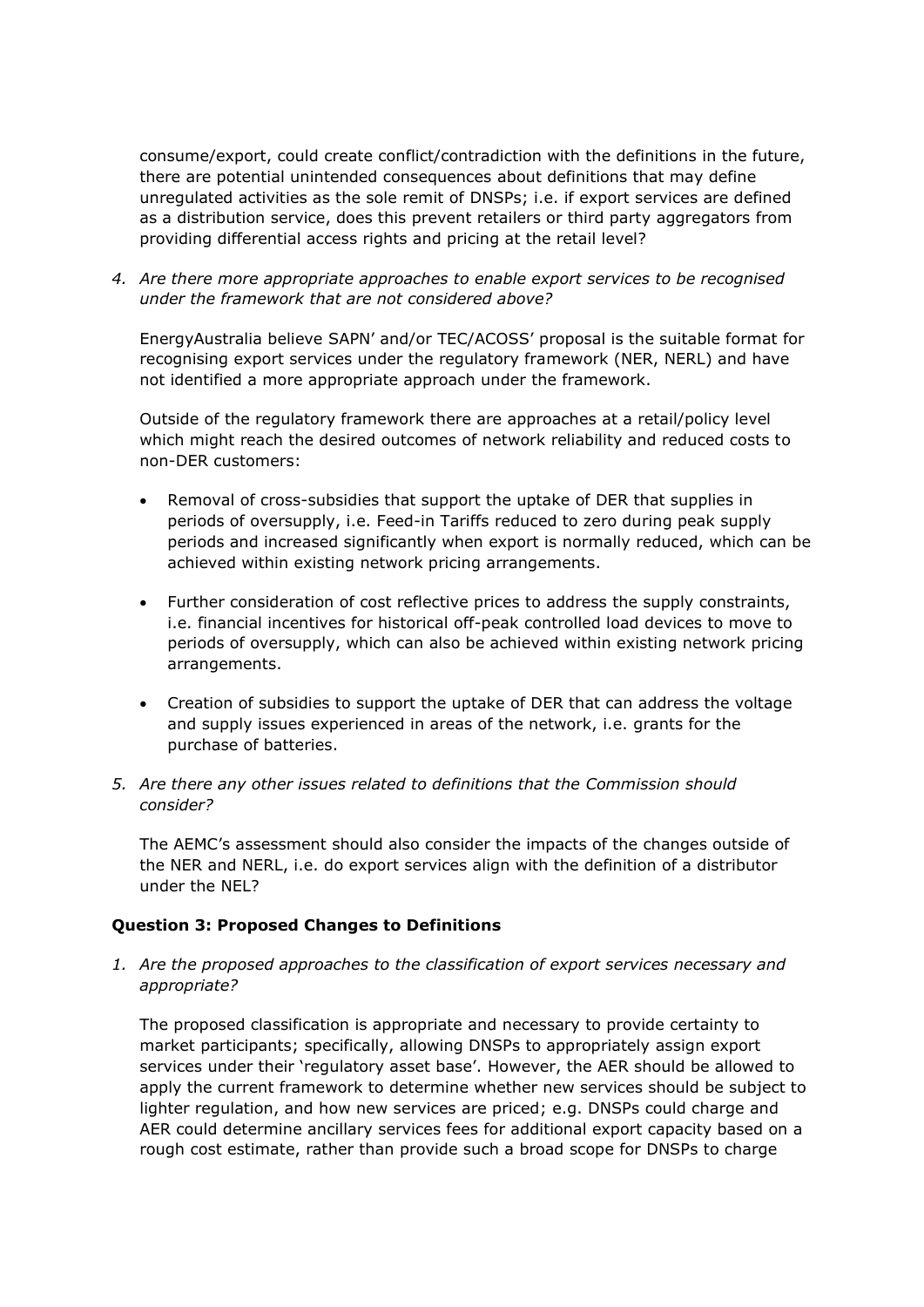consume/export, could create conflict/contradiction with the definitions in the future, there are potential unintended consequences about definitions that may define unregulated activities as the sole remit of DNSPs; i.e. if export services are defined as a distribution service, does this prevent retailers or third party aggregators from providing differential access rights and pricing at the retail level?

4. *Are there more appropriate approaches to enable export services to be recognised under the framework that are not considered above?*

   EnergyAustralia believe SAPN' and/or TEC/ACOSS' proposal is the suitable format for recognising export services under the regulatory framework (NER, NERL) and have not identified a more appropriate approach under the framework.

   Outside of the regulatory framework there are approaches at a retail/policy level which might reach the desired outcomes of network reliability and reduced costs to non-DER customers:

   - Removal of cross-subsidies that support the uptake of DER that supplies in periods of oversupply, i.e. Feed-in Tariffs reduced to zero during peak supply periods and increased significantly when export is normally reduced, which can be achieved within existing network pricing arrangements.
   - Further consideration of cost reflective prices to address the supply constraints, i.e. financial incentives for historical off-peak controlled load devices to move to periods of oversupply, which can also be achieved within existing network pricing arrangements.
   - Creation of subsidies to support the uptake of DER that can address the voltage and supply issues experienced in areas of the network, i.e. grants for the purchase of batteries.

5. *Are there any other issues related to definitions that the Commission should consider?*

   The AEMC's assessment should also consider the impacts of the changes outside of the NER and NERL, i.e. do export services align with the definition of a distributor under the NEL?

**Question 3: Proposed Changes to Definitions**

1. *Are the proposed approaches to the classification of export services necessary and appropriate?*

   The proposed classification is appropriate and necessary to provide certainty to market participants; specifically, allowing DNSPs to appropriately assign export services under their 'regulatory asset base'. However, the AER should be allowed to apply the current framework to determine whether new services should be subject to lighter regulation, and how new services are priced; e.g. DNSPs could charge and AER could determine ancillary services fees for additional export capacity based on a rough cost estimate, rather than provide such a broad scope for DNSPs to charge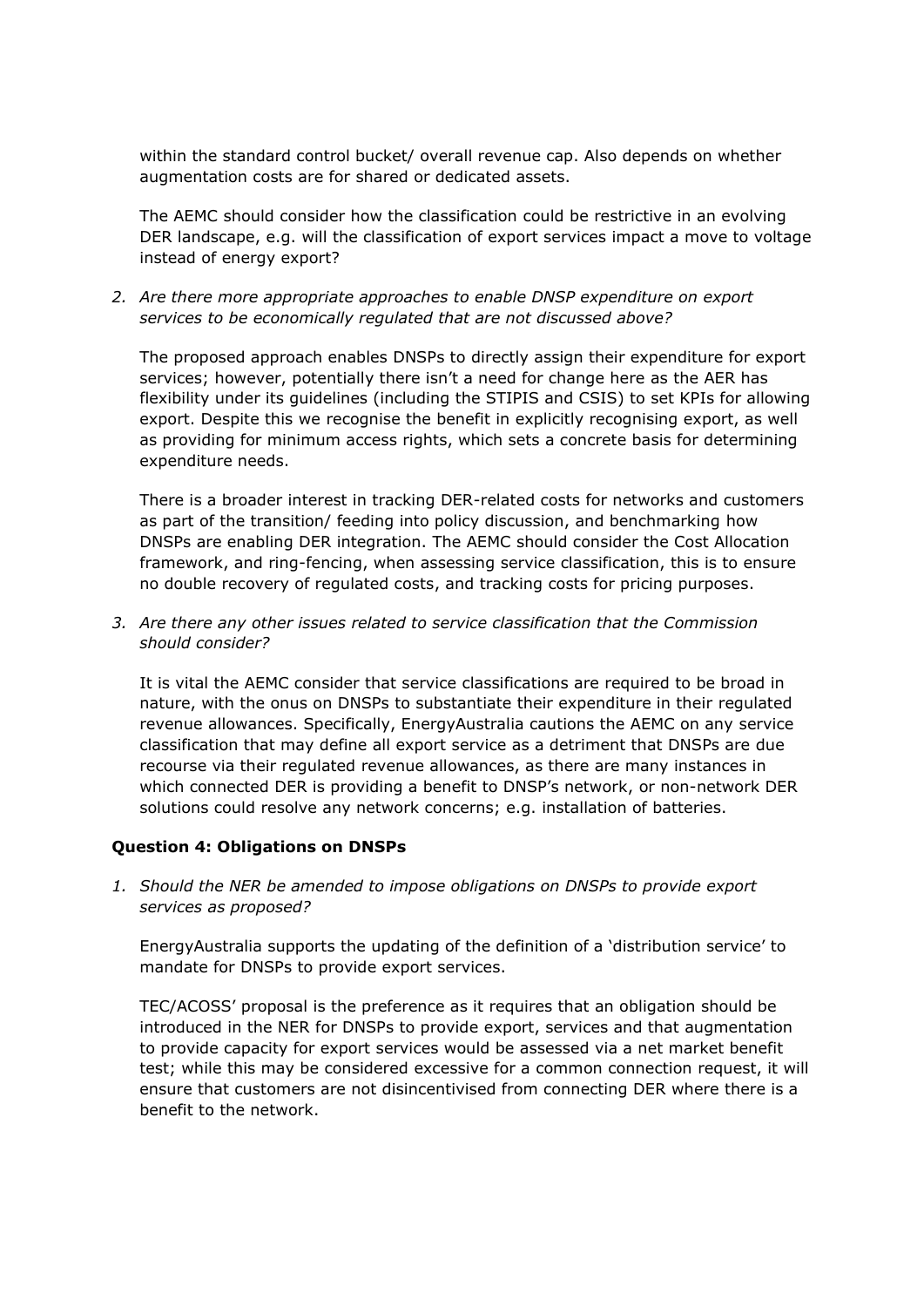within the standard control bucket/ overall revenue cap. Also depends on whether augmentation costs are for shared or dedicated assets.

The AEMC should consider how the classification could be restrictive in an evolving DER landscape, e.g. will the classification of export services impact a move to voltage instead of energy export?

2. *Are there more appropriate approaches to enable DNSP expenditure on export services to be economically regulated that are not discussed above?*

   The proposed approach enables DNSPs to directly assign their expenditure for export services; however, potentially there isn't a need for change here as the AER has flexibility under its guidelines (including the STIPIS and CSIS) to set KPIs for allowing export. Despite this we recognise the benefit in explicitly recognising export, as well as providing for minimum access rights, which sets a concrete basis for determining expenditure needs.

   There is a broader interest in tracking DER-related costs for networks and customers as part of the transition/ feeding into policy discussion, and benchmarking how DNSPs are enabling DER integration. The AEMC should consider the Cost Allocation framework, and ring-fencing, when assessing service classification, this is to ensure no double recovery of regulated costs, and tracking costs for pricing purposes.

3. *Are there any other issues related to service classification that the Commission should consider?*

   It is vital the AEMC consider that service classifications are required to be broad in nature, with the onus on DNSPs to substantiate their expenditure in their regulated revenue allowances. Specifically, EnergyAustralia cautions the AEMC on any service classification that may define all export service as a detriment that DNSPs are due recourse via their regulated revenue allowances, as there are many instances in which connected DER is providing a benefit to DNSP's network, or non-network DER solutions could resolve any network concerns; e.g. installation of batteries.

**Question 4: Obligations on DNSPs**

1. *Should the NER be amended to impose obligations on DNSPs to provide export services as proposed?*

   EnergyAustralia supports the updating of the definition of a 'distribution service' to mandate for DNSPs to provide export services.

   TEC/ACOSS' proposal is the preference as it requires that an obligation should be introduced in the NER for DNSPs to provide export, services and that augmentation to provide capacity for export services would be assessed via a net market benefit test; while this may be considered excessive for a common connection request, it will ensure that customers are not disincentivised from connecting DER where there is a benefit to the network.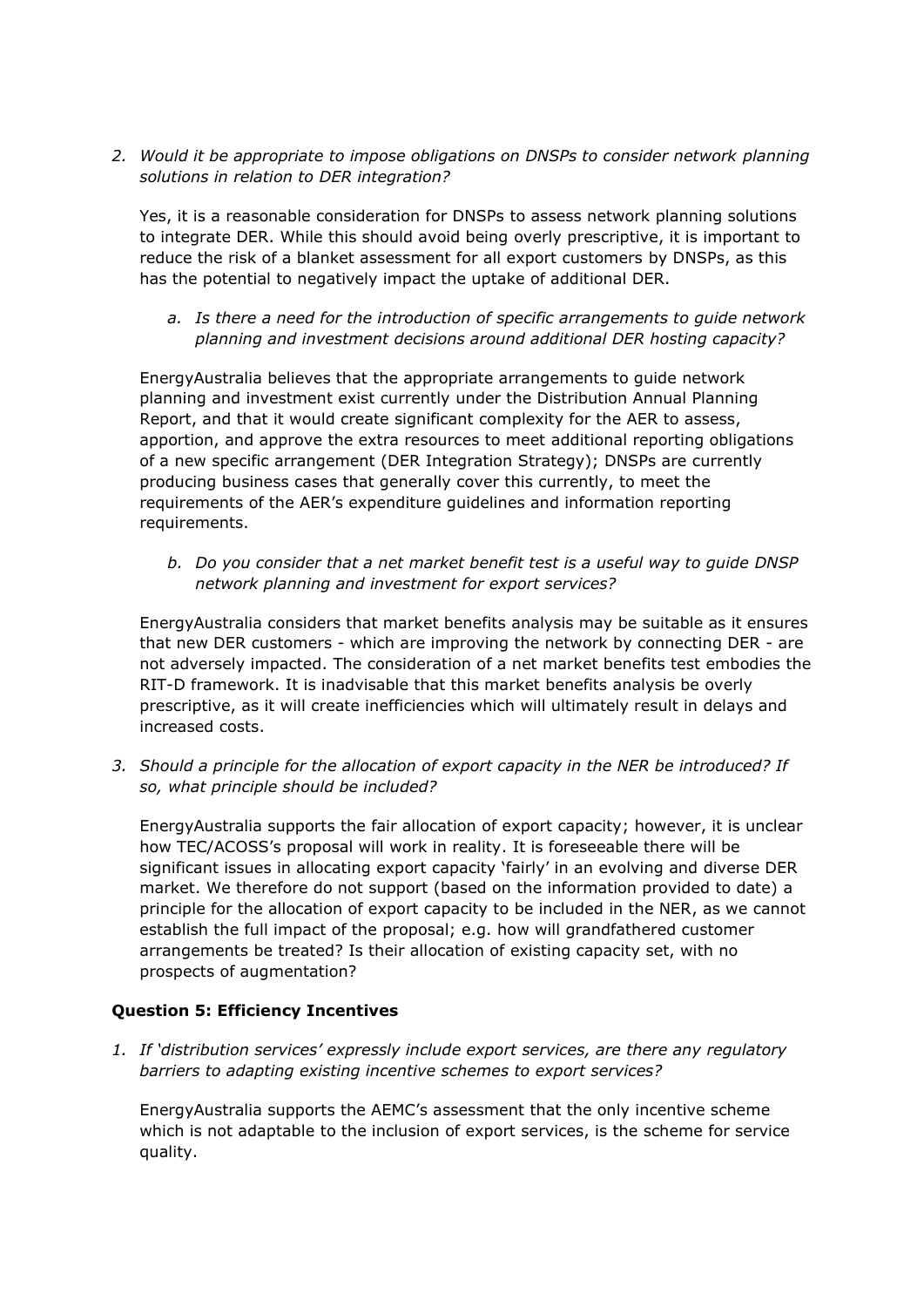2. *Would it be appropriate to impose obligations on DNSPs to consider network planning solutions in relation to DER integration?*

   Yes, it is a reasonable consideration for DNSPs to assess network planning solutions to integrate DER. While this should avoid being overly prescriptive, it is important to reduce the risk of a blanket assessment for all export customers by DNSPs, as this has the potential to negatively impact the uptake of additional DER.

   a. *Is there a need for the introduction of specific arrangements to guide network planning and investment decisions around additional DER hosting capacity?*

   EnergyAustralia believes that the appropriate arrangements to guide network planning and investment exist currently under the Distribution Annual Planning Report, and that it would create significant complexity for the AER to assess, apportion, and approve the extra resources to meet additional reporting obligations of a new specific arrangement (DER Integration Strategy); DNSPs are currently producing business cases that generally cover this currently, to meet the requirements of the AER's expenditure guidelines and information reporting requirements.

   b. *Do you consider that a net market benefit test is a useful way to guide DNSP network planning and investment for export services?*

   EnergyAustralia considers that market benefits analysis may be suitable as it ensures that new DER customers - which are improving the network by connecting DER - are not adversely impacted. The consideration of a net market benefits test embodies the RIT-D framework. It is inadvisable that this market benefits analysis be overly prescriptive, as it will create inefficiencies which will ultimately result in delays and increased costs.

3. *Should a principle for the allocation of export capacity in the NER be introduced? If so, what principle should be included?*

   EnergyAustralia supports the fair allocation of export capacity; however, it is unclear how TEC/ACOSS's proposal will work in reality. It is foreseeable there will be significant issues in allocating export capacity 'fairly' in an evolving and diverse DER market. We therefore do not support (based on the information provided to date) a principle for the allocation of export capacity to be included in the NER, as we cannot establish the full impact of the proposal; e.g. how will grandfathered customer arrangements be treated? Is their allocation of existing capacity set, with no prospects of augmentation?

**Question 5: Efficiency Incentives**

1. *If 'distribution services' expressly include export services, are there any regulatory barriers to adapting existing incentive schemes to export services?*

   EnergyAustralia supports the AEMC's assessment that the only incentive scheme which is not adaptable to the inclusion of export services, is the scheme for service quality.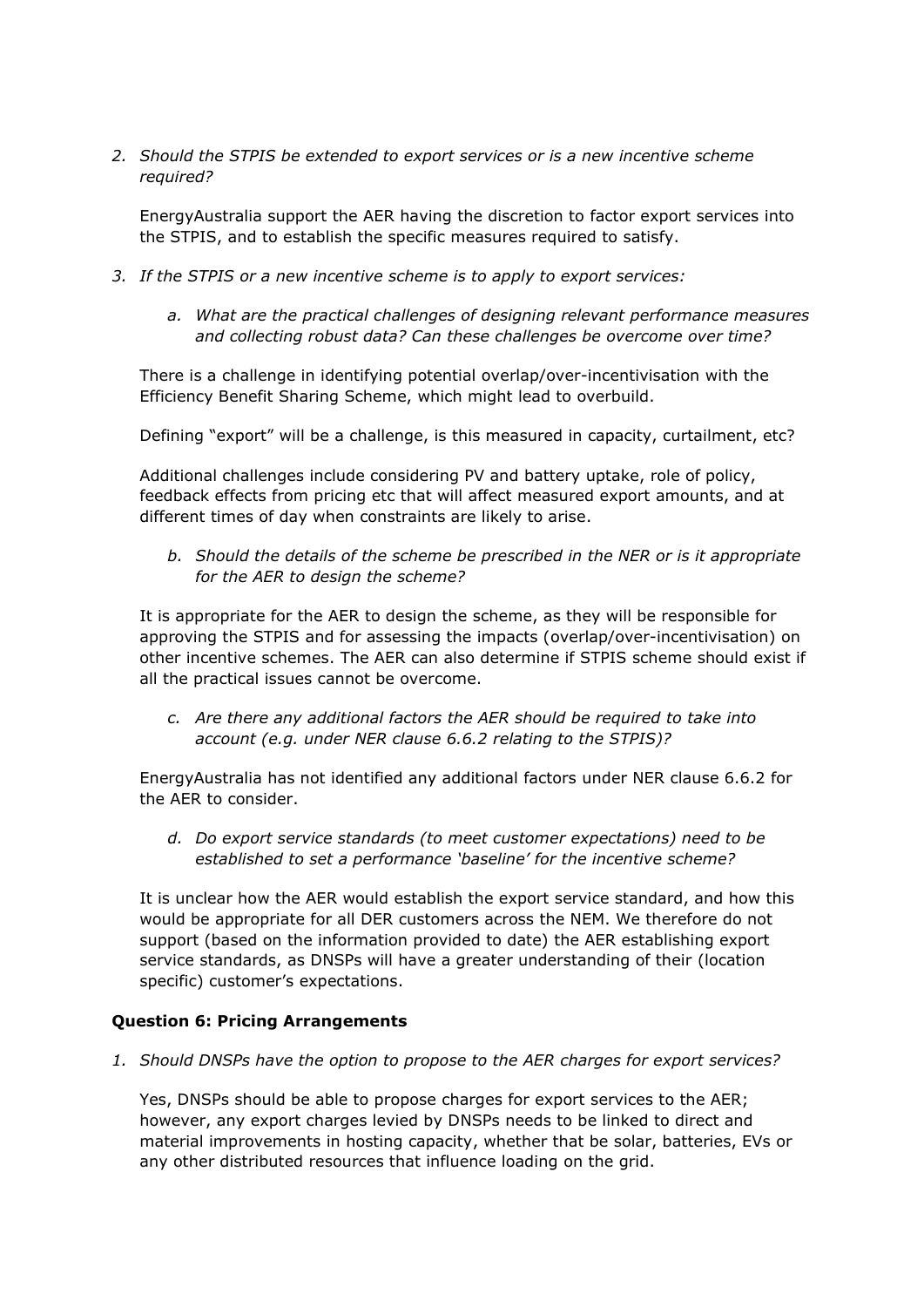2. *Should the STPIS be extended to export services or is a new incentive scheme required?*

   EnergyAustralia support the AER having the discretion to factor export services into the STPIS, and to establish the specific measures required to satisfy.

3. *If the STPIS or a new incentive scheme is to apply to export services:*

   a. *What are the practical challenges of designing relevant performance measures and collecting robust data? Can these challenges be overcome over time?*

   There is a challenge in identifying potential overlap/over-incentivisation with the Efficiency Benefit Sharing Scheme, which might lead to overbuild.

   Defining "export" will be a challenge, is this measured in capacity, curtailment, etc?

   Additional challenges include considering PV and battery uptake, role of policy, feedback effects from pricing etc that will affect measured export amounts, and at different times of day when constraints are likely to arise.

   b. *Should the details of the scheme be prescribed in the NER or is it appropriate for the AER to design the scheme?*

   It is appropriate for the AER to design the scheme, as they will be responsible for approving the STPIS and for assessing the impacts (overlap/over-incentivisation) on other incentive schemes. The AER can also determine if STPIS scheme should exist if all the practical issues cannot be overcome.

   c. *Are there any additional factors the AER should be required to take into account (e.g. under NER clause 6.6.2 relating to the STPIS)?*

   EnergyAustralia has not identified any additional factors under NER clause 6.6.2 for the AER to consider.

   d. *Do export service standards (to meet customer expectations) need to be established to set a performance 'baseline' for the incentive scheme?*

   It is unclear how the AER would establish the export service standard, and how this would be appropriate for all DER customers across the NEM. We therefore do not support (based on the information provided to date) the AER establishing export service standards, as DNSPs will have a greater understanding of their (location specific) customer's expectations.

**Question 6: Pricing Arrangements**

1. *Should DNSPs have the option to propose to the AER charges for export services?*

   Yes, DNSPs should be able to propose charges for export services to the AER; however, any export charges levied by DNSPs needs to be linked to direct and material improvements in hosting capacity, whether that be solar, batteries, EVs or any other distributed resources that influence loading on the grid.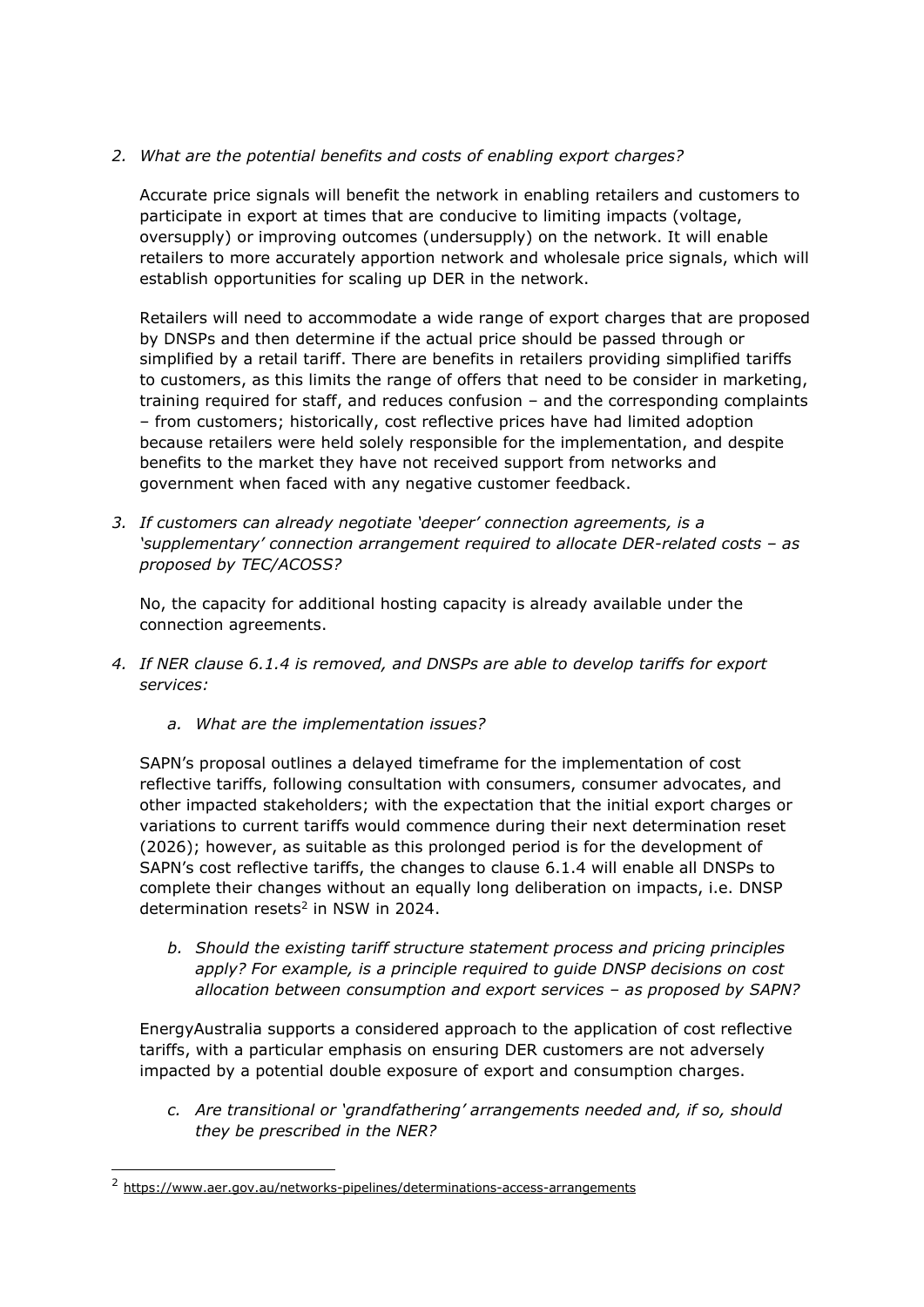2. *What are the potential benefits and costs of enabling export charges?*

   Accurate price signals will benefit the network in enabling retailers and customers to participate in export at times that are conducive to limiting impacts (voltage, oversupply) or improving outcomes (undersupply) on the network. It will enable retailers to more accurately apportion network and wholesale price signals, which will establish opportunities for scaling up DER in the network.

   Retailers will need to accommodate a wide range of export charges that are proposed by DNSPs and then determine if the actual price should be passed through or simplified by a retail tariff. There are benefits in retailers providing simplified tariffs to customers, as this limits the range of offers that need to be consider in marketing, training required for staff, and reduces confusion – and the corresponding complaints – from customers; historically, cost reflective prices have had limited adoption because retailers were held solely responsible for the implementation, and despite benefits to the market they have not received support from networks and government when faced with any negative customer feedback.

3. *If customers can already negotiate 'deeper' connection agreements, is a 'supplementary' connection arrangement required to allocate DER-related costs – as proposed by TEC/ACOSS?*

   No, the capacity for additional hosting capacity is already available under the connection agreements.

4. *If NER clause 6.1.4 is removed, and DNSPs are able to develop tariffs for export services:*

   a. *What are the implementation issues?*

   SAPN's proposal outlines a delayed timeframe for the implementation of cost reflective tariffs, following consultation with consumers, consumer advocates, and other impacted stakeholders; with the expectation that the initial export charges or variations to current tariffs would commence during their next determination reset (2026); however, as suitable as this prolonged period is for the development of SAPN's cost reflective tariffs, the changes to clause 6.1.4 will enable all DNSPs to complete their changes without an equally long deliberation on impacts, i.e. DNSP determination resets[2] in NSW in 2024.

   b. *Should the existing tariff structure statement process and pricing principles apply? For example, is a principle required to guide DNSP decisions on cost allocation between consumption and export services – as proposed by SAPN?*

   EnergyAustralia supports a considered approach to the application of cost reflective tariffs, with a particular emphasis on ensuring DER customers are not adversely impacted by a potential double exposure of export and consumption charges.

   c. *Are transitional or 'grandfathering' arrangements needed and, if so, should they be prescribed in the NER?*

---

[2] https://www.aer.gov.au/networks-pipelines/determinations-access-arrangements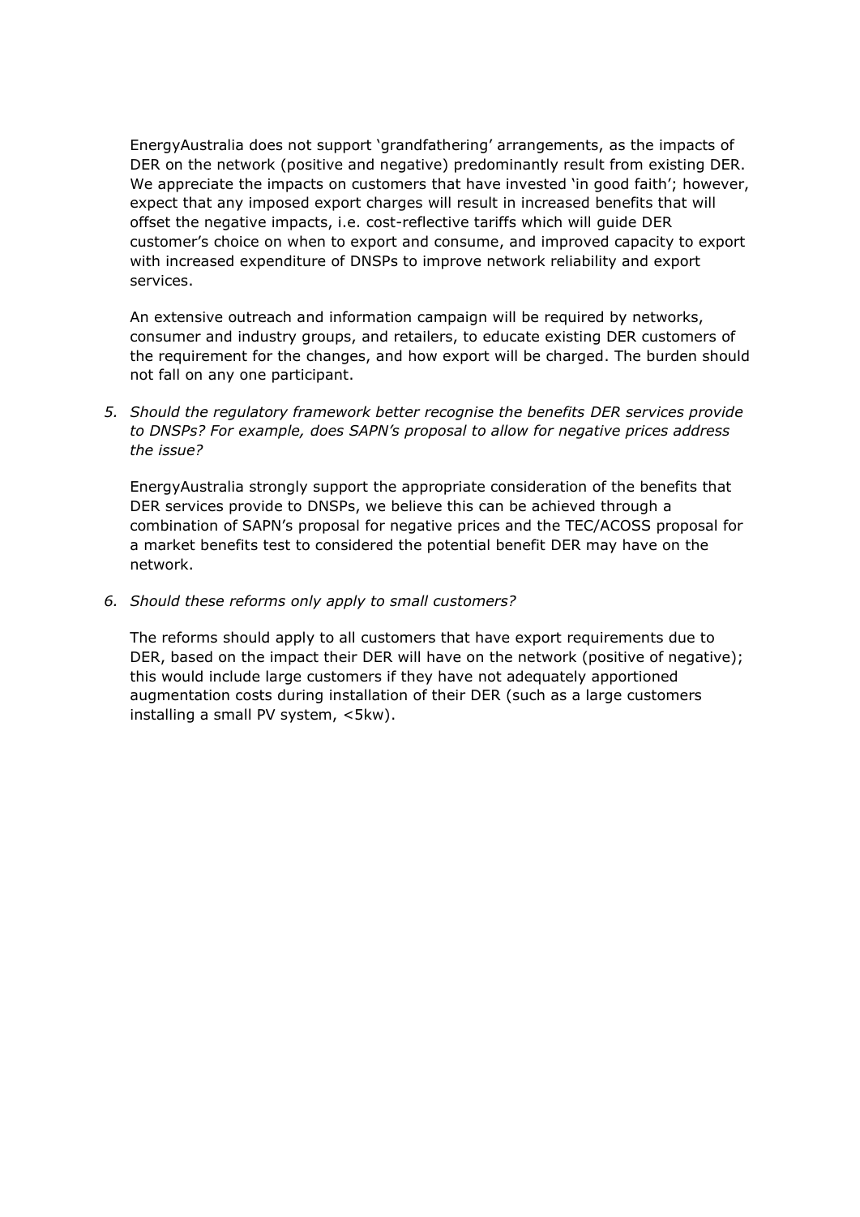EnergyAustralia does not support 'grandfathering' arrangements, as the impacts of DER on the network (positive and negative) predominantly result from existing DER. We appreciate the impacts on customers that have invested 'in good faith'; however, expect that any imposed export charges will result in increased benefits that will offset the negative impacts, i.e. cost-reflective tariffs which will guide DER customer's choice on when to export and consume, and improved capacity to export with increased expenditure of DNSPs to improve network reliability and export services.

An extensive outreach and information campaign will be required by networks, consumer and industry groups, and retailers, to educate existing DER customers of the requirement for the changes, and how export will be charged. The burden should not fall on any one participant.

5. *Should the regulatory framework better recognise the benefits DER services provide to DNSPs? For example, does SAPN's proposal to allow for negative prices address the issue?*

   EnergyAustralia strongly support the appropriate consideration of the benefits that DER services provide to DNSPs, we believe this can be achieved through a combination of SAPN's proposal for negative prices and the TEC/ACOSS proposal for a market benefits test to considered the potential benefit DER may have on the network.

6. *Should these reforms only apply to small customers?*

   The reforms should apply to all customers that have export requirements due to DER, based on the impact their DER will have on the network (positive of negative); this would include large customers if they have not adequately apportioned augmentation costs during installation of their DER (such as a large customers installing a small PV system, <5kw).